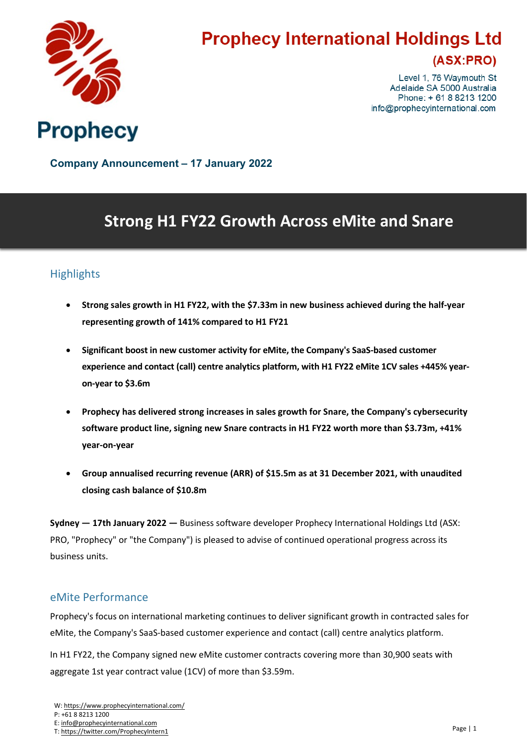# Prophecy International Holdings Ltd

**(ASX:PRO)**

Level 1, 76 Waymouth St
Adelaide SA 5000 Australia
Phone: + 61 8 8213 1200
info@prophecyinternational.com

**Company Announcement – 17 January 2022**

# Strong H1 FY22 Growth Across eMite and Snare

## Highlights

- **Strong sales growth in H1 FY22, with the $7.33m in new business achieved during the half-year representing growth of 141% compared to H1 FY21**
- **Significant boost in new customer activity for eMite, the Company's SaaS-based customer experience and contact (call) centre analytics platform, with H1 FY22 eMite 1CV sales +445% year-on-year to $3.6m**
- **Prophecy has delivered strong increases in sales growth for Snare, the Company's cybersecurity software product line, signing new Snare contracts in H1 FY22 worth more than $3.73m, +41% year-on-year**
- **Group annualised recurring revenue (ARR) of $15.5m as at 31 December 2021, with unaudited closing cash balance of $10.8m**

**Sydney — 17th January 2022 —** Business software developer Prophecy International Holdings Ltd (ASX: PRO, "Prophecy" or "the Company") is pleased to advise of continued operational progress across its business units.

## eMite Performance

Prophecy's focus on international marketing continues to deliver significant growth in contracted sales for eMite, the Company's SaaS-based customer experience and contact (call) centre analytics platform.

In H1 FY22, the Company signed new eMite customer contracts covering more than 30,900 seats with aggregate 1st year contract value (1CV) of more than $3.59m.

W: https://www.prophecyinternational.com/
P: +61 8 8213 1200
E: info@prophecyinternational.com
T: https://twitter.com/ProphecyIntern1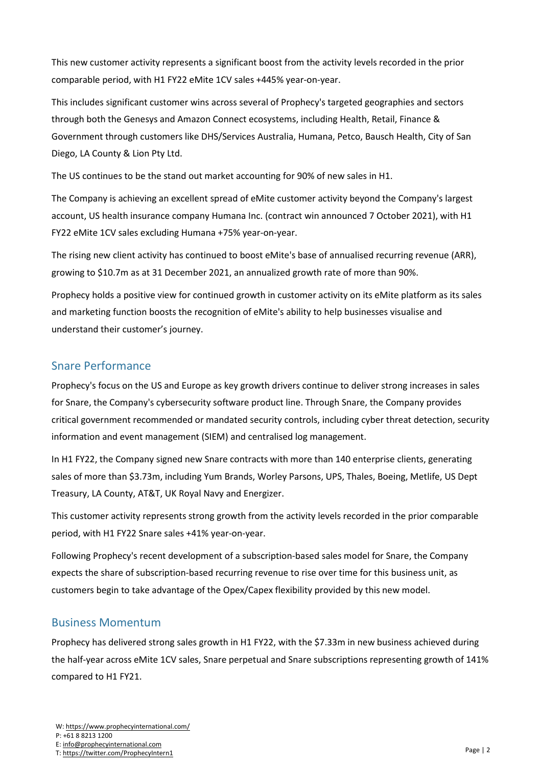This new customer activity represents a significant boost from the activity levels recorded in the prior comparable period, with H1 FY22 eMite 1CV sales +445% year-on-year.

This includes significant customer wins across several of Prophecy's targeted geographies and sectors through both the Genesys and Amazon Connect ecosystems, including Health, Retail, Finance & Government through customers like DHS/Services Australia, Humana, Petco, Bausch Health, City of San Diego, LA County & Lion Pty Ltd.

The US continues to be the stand out market accounting for 90% of new sales in H1.

The Company is achieving an excellent spread of eMite customer activity beyond the Company's largest account, US health insurance company Humana Inc. (contract win announced 7 October 2021), with H1 FY22 eMite 1CV sales excluding Humana +75% year-on-year.

The rising new client activity has continued to boost eMite's base of annualised recurring revenue (ARR), growing to $10.7m as at 31 December 2021, an annualized growth rate of more than 90%.

Prophecy holds a positive view for continued growth in customer activity on its eMite platform as its sales and marketing function boosts the recognition of eMite's ability to help businesses visualise and understand their customer's journey.

## Snare Performance

Prophecy's focus on the US and Europe as key growth drivers continue to deliver strong increases in sales for Snare, the Company's cybersecurity software product line. Through Snare, the Company provides critical government recommended or mandated security controls, including cyber threat detection, security information and event management (SIEM) and centralised log management.

In H1 FY22, the Company signed new Snare contracts with more than 140 enterprise clients, generating sales of more than $3.73m, including Yum Brands, Worley Parsons, UPS, Thales, Boeing, Metlife, US Dept Treasury, LA County, AT&T, UK Royal Navy and Energizer.

This customer activity represents strong growth from the activity levels recorded in the prior comparable period, with H1 FY22 Snare sales +41% year-on-year.

Following Prophecy's recent development of a subscription-based sales model for Snare, the Company expects the share of subscription-based recurring revenue to rise over time for this business unit, as customers begin to take advantage of the Opex/Capex flexibility provided by this new model.

## Business Momentum

Prophecy has delivered strong sales growth in H1 FY22, with the $7.33m in new business achieved during the half-year across eMite 1CV sales, Snare perpetual and Snare subscriptions representing growth of 141% compared to H1 FY21.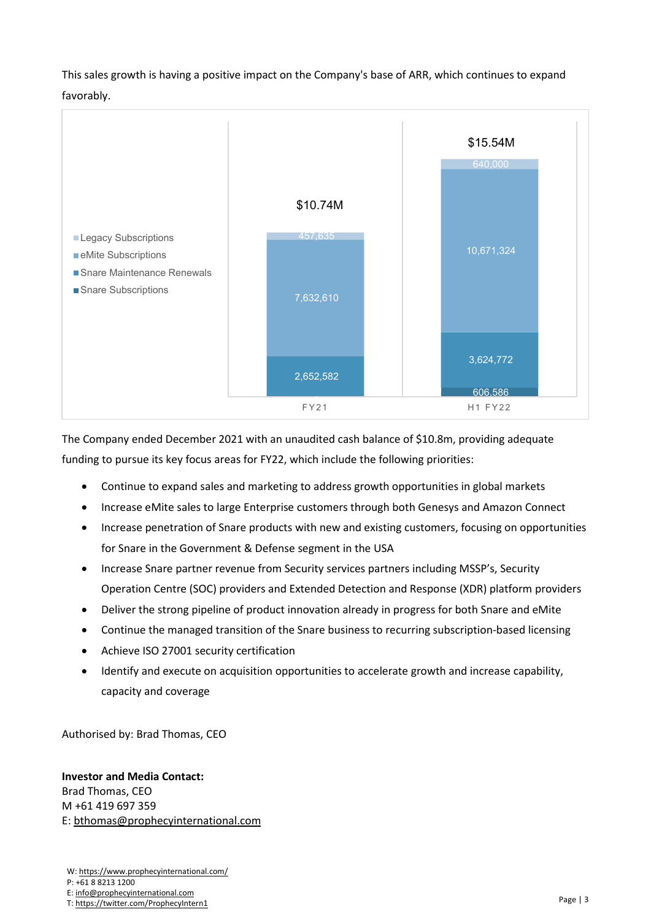This sales growth is having a positive impact on the Company's base of ARR, which continues to expand favorably.

Chart legend: Legacy Subscriptions; eMite Subscriptions; Snare Maintenance Renewals; Snare Subscriptions

Bar segment values as labelled on the chart (listed top to bottom):

| | FY21 | H1 FY22 |
|---|---|---|
| Total | $10.74M | $15.54M |
| Top segment | 457,635 | 640,000 |
| Second segment | 7,632,610 | 10,671,324 |
| Third segment | 2,652,582 | 3,624,772 |
| Bottom segment | | 606,586 |

The Company ended December 2021 with an unaudited cash balance of $10.8m, providing adequate funding to pursue its key focus areas for FY22, which include the following priorities:

- Continue to expand sales and marketing to address growth opportunities in global markets
- Increase eMite sales to large Enterprise customers through both Genesys and Amazon Connect
- Increase penetration of Snare products with new and existing customers, focusing on opportunities for Snare in the Government & Defense segment in the USA
- Increase Snare partner revenue from Security services partners including MSSP's, Security Operation Centre (SOC) providers and Extended Detection and Response (XDR) platform providers
- Deliver the strong pipeline of product innovation already in progress for both Snare and eMite
- Continue the managed transition of the Snare business to recurring subscription-based licensing
- Achieve ISO 27001 security certification
- Identify and execute on acquisition opportunities to accelerate growth and increase capability, capacity and coverage

Authorised by: Brad Thomas, CEO

**Investor and Media Contact:**
Brad Thomas, CEO
M +61 419 697 359
E: bthomas@prophecyinternational.com

W: https://www.prophecyinternational.com/
P: +61 8 8213 1200
E: info@prophecyinternational.com
T: https://twitter.com/ProphecyIntern1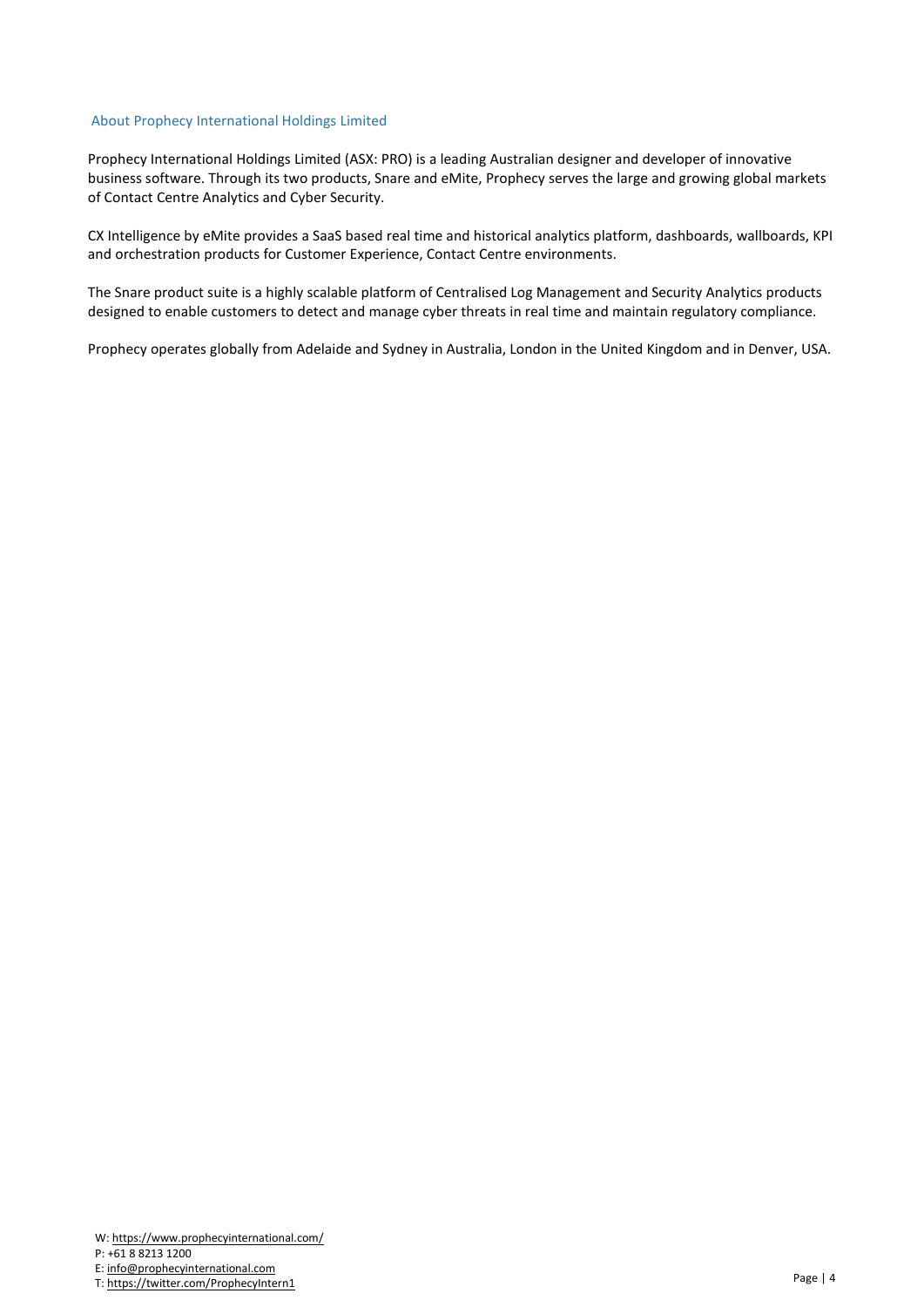## About Prophecy International Holdings Limited

Prophecy International Holdings Limited (ASX: PRO) is a leading Australian designer and developer of innovative business software. Through its two products, Snare and eMite, Prophecy serves the large and growing global markets of Contact Centre Analytics and Cyber Security.

CX Intelligence by eMite provides a SaaS based real time and historical analytics platform, dashboards, wallboards, KPI and orchestration products for Customer Experience, Contact Centre environments.

The Snare product suite is a highly scalable platform of Centralised Log Management and Security Analytics products designed to enable customers to detect and manage cyber threats in real time and maintain regulatory compliance.

Prophecy operates globally from Adelaide and Sydney in Australia, London in the United Kingdom and in Denver, USA.

W: https://www.prophecyinternational.com/
P: +61 8 8213 1200
E: info@prophecyinternational.com
T: https://twitter.com/ProphecyIntern1